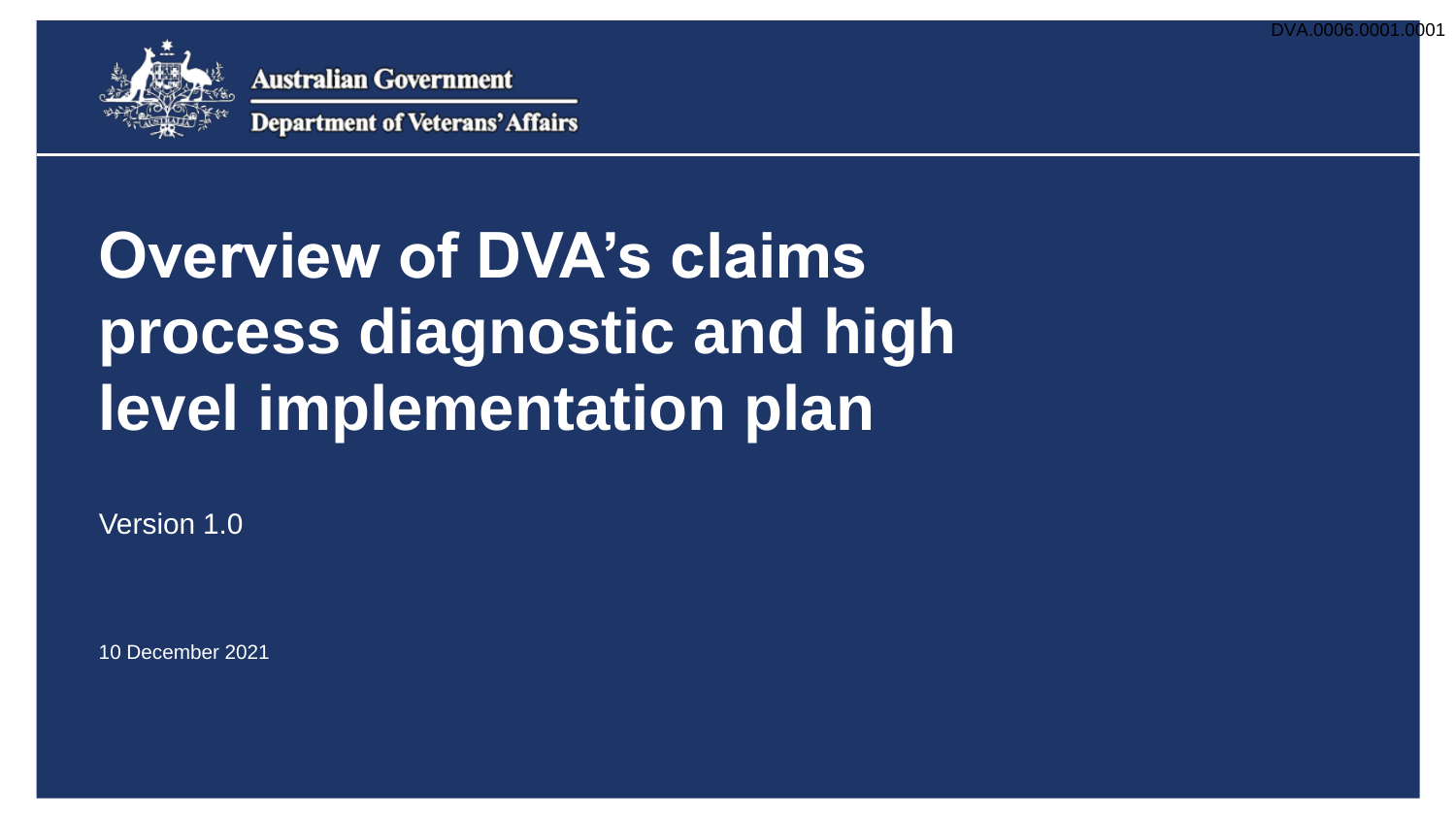Australian Government

Department of Veterans' Affairs

# Overview of DVA's claims process diagnostic and high level implementation plan

Version 1.0

10 December 2021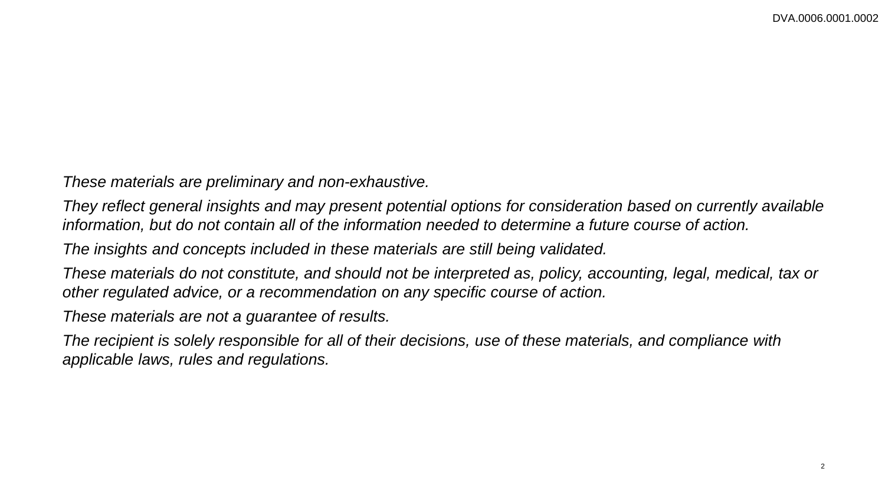*These materials are preliminary and non-exhaustive.*

*They reflect general insights and may present potential options for consideration based on currently available information, but do not contain all of the information needed to determine a future course of action.*

*The insights and concepts included in these materials are still being validated.*

*These materials do not constitute, and should not be interpreted as, policy, accounting, legal, medical, tax or other regulated advice, or a recommendation on any specific course of action.*

*These materials are not a guarantee of results.*

*The recipient is solely responsible for all of their decisions, use of these materials, and compliance with applicable laws, rules and regulations.*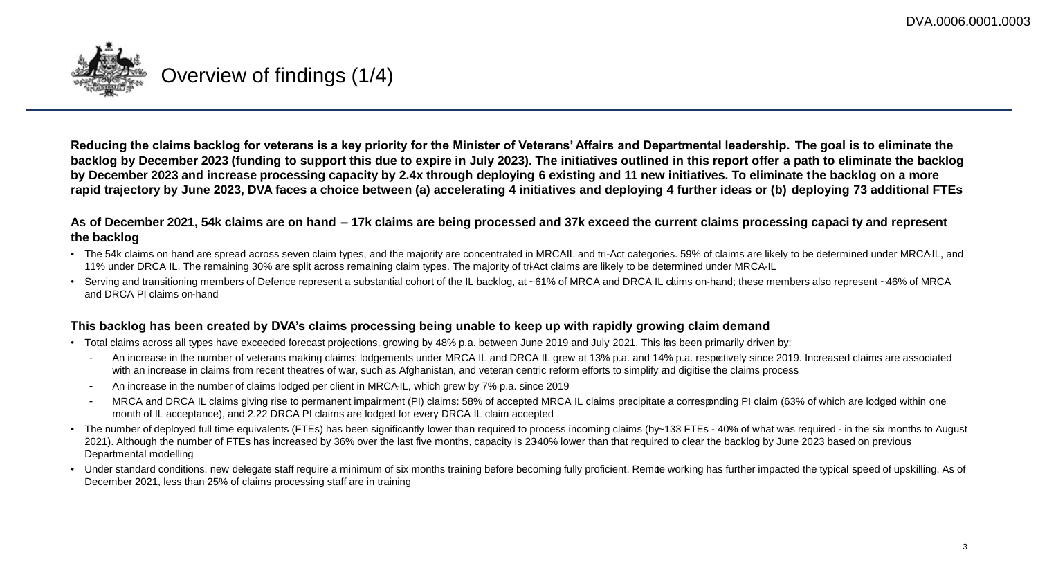# Overview of findings (1/4)

**Reducing the claims backlog for veterans is a key priority for the Minister of Veterans' Affairs and Departmental leadership. The goal is to eliminate the backlog by December 2023 (funding to support this due to expire in July 2023). The initiatives outlined in this report offer a path to eliminate the backlog by December 2023 and increase processing capacity by 2.4x through deploying 6 existing and 11 new initiatives. To eliminate the backlog on a more rapid trajectory by June 2023, DVA faces a choice between (a) accelerating 4 initiatives and deploying 4 further ideas or (b) deploying 73 additional FTEs**

**As of December 2021, 54k claims are on hand – 17k claims are being processed and 37k exceed the current claims processing capacity and represent the backlog**

- The 54k claims on hand are spread across seven claim types, and the majority are concentrated in MRCAIL and tri-Act categories. 59% of claims are likely to be determined under MRCA-IL, and 11% under DRCA IL. The remaining 30% are split across remaining claim types. The majority of tri-Act claims are likely to be determined under MRCA-IL
- Serving and transitioning members of Defence represent a substantial cohort of the IL backlog, at ~61% of MRCA and DRCA IL claims on-hand; these members also represent ~46% of MRCA and DRCA PI claims on-hand

**This backlog has been created by DVA's claims processing being unable to keep up with rapidly growing claim demand**

- Total claims across all types have exceeded forecast projections, growing by 48% p.a. between June 2019 and July 2021. This has been primarily driven by:
  - An increase in the number of veterans making claims: lodgements under MRCA IL and DRCA IL grew at 13% p.a. and 14% p.a. respectively since 2019. Increased claims are associated with an increase in claims from recent theatres of war, such as Afghanistan, and veteran centric reform efforts to simplify and digitise the claims process
  - An increase in the number of claims lodged per client in MRCA-IL, which grew by 7% p.a. since 2019
  - MRCA and DRCA IL claims giving rise to permanent impairment (PI) claims: 58% of accepted MRCA IL claims precipitate a corresponding PI claim (63% of which are lodged within one month of IL acceptance), and 2.22 DRCA PI claims are lodged for every DRCA IL claim accepted
- The number of deployed full time equivalents (FTEs) has been significantly lower than required to process incoming claims (by ~133 FTEs - 40% of what was required - in the six months to August 2021). Although the number of FTEs has increased by 36% over the last five months, capacity is 23-40% lower than that required to clear the backlog by June 2023 based on previous Departmental modelling
- Under standard conditions, new delegate staff require a minimum of six months training before becoming fully proficient. Remote working has further impacted the typical speed of upskilling. As of December 2021, less than 25% of claims processing staff are in training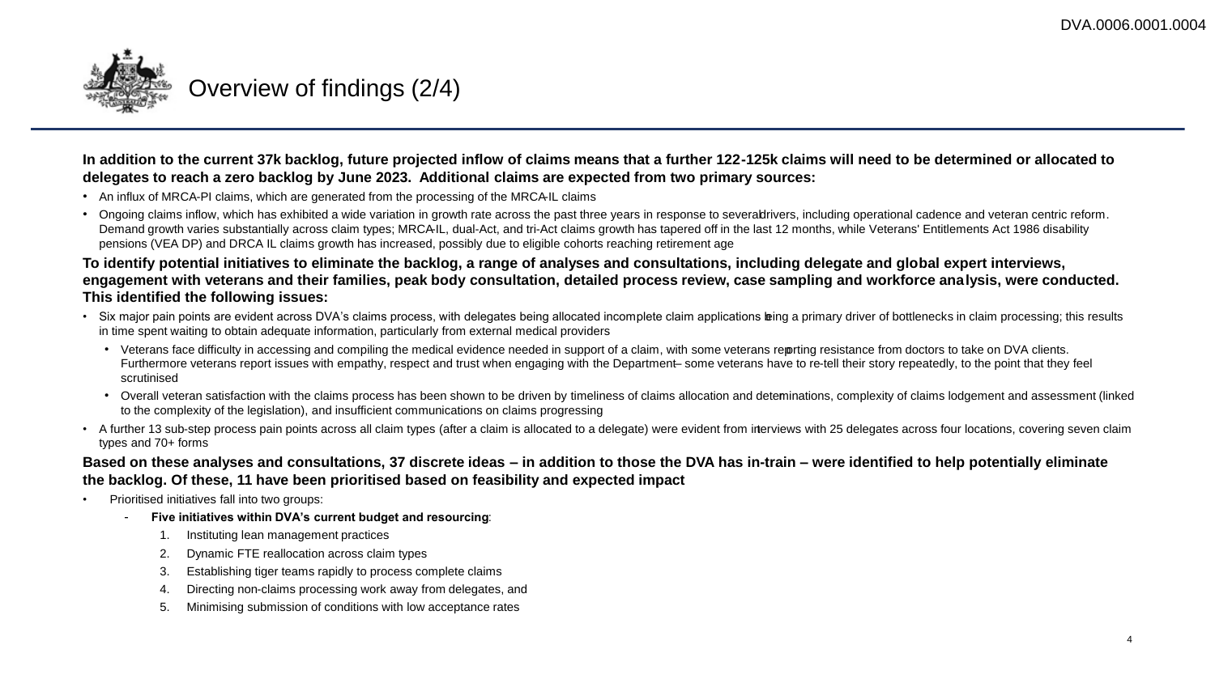# Overview of findings (2/4)

**In addition to the current 37k backlog, future projected inflow of claims means that a further 122-125k claims will need to be determined or allocated to delegates to reach a zero backlog by June 2023. Additional claims are expected from two primary sources:**

- An influx of MRCA-PI claims, which are generated from the processing of the MRCA-IL claims
- Ongoing claims inflow, which has exhibited a wide variation in growth rate across the past three years in response to several drivers, including operational cadence and veteran centric reform. Demand growth varies substantially across claim types; MRCA-IL, dual-Act, and tri-Act claims growth has tapered off in the last 12 months, while Veterans' Entitlements Act 1986 disability pensions (VEA DP) and DRCA IL claims growth has increased, possibly due to eligible cohorts reaching retirement age

**To identify potential initiatives to eliminate the backlog, a range of analyses and consultations, including delegate and global expert interviews, engagement with veterans and their families, peak body consultation, detailed process review, case sampling and workforce analysis, were conducted. This identified the following issues:**

- Six major pain points are evident across DVA's claims process, with delegates being allocated incomplete claim applications being a primary driver of bottlenecks in claim processing; this results in time spent waiting to obtain adequate information, particularly from external medical providers
  - Veterans face difficulty in accessing and compiling the medical evidence needed in support of a claim, with some veterans reporting resistance from doctors to take on DVA clients. Furthermore veterans report issues with empathy, respect and trust when engaging with the Department – some veterans have to re-tell their story repeatedly, to the point that they feel scrutinised
  - Overall veteran satisfaction with the claims process has been shown to be driven by timeliness of claims allocation and determinations, complexity of claims lodgement and assessment (linked to the complexity of the legislation), and insufficient communications on claims progressing
- A further 13 sub-step process pain points across all claim types (after a claim is allocated to a delegate) were evident from interviews with 25 delegates across four locations, covering seven claim types and 70+ forms

**Based on these analyses and consultations, 37 discrete ideas – in addition to those the DVA has in-train – were identified to help potentially eliminate the backlog. Of these, 11 have been prioritised based on feasibility and expected impact**

- Prioritised initiatives fall into two groups:
  - **Five initiatives within DVA's current budget and resourcing**:
    1. Instituting lean management practices
    2. Dynamic FTE reallocation across claim types
    3. Establishing tiger teams rapidly to process complete claims
    4. Directing non-claims processing work away from delegates, and
    5. Minimising submission of conditions with low acceptance rates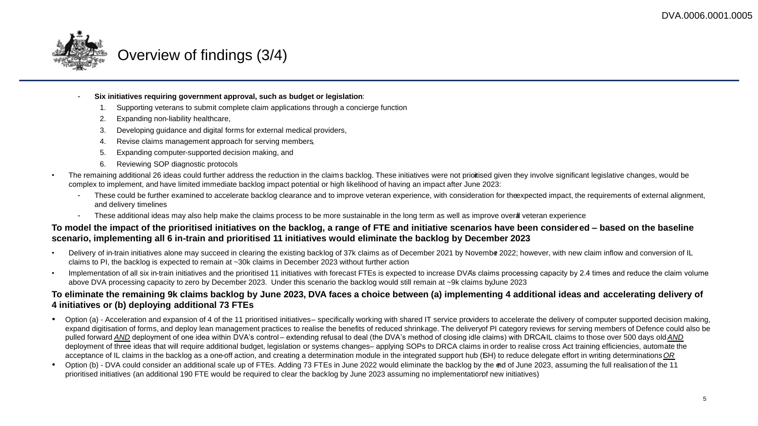# Overview of findings (3/4)

- **Six initiatives requiring government approval, such as budget or legislation**:
  1. Supporting veterans to submit complete claim applications through a concierge function
  2. Expanding non-liability healthcare,
  3. Developing guidance and digital forms for external medical providers,
  4. Revise claims management approach for serving members,
  5. Expanding computer-supported decision making, and
  6. Reviewing SOP diagnostic protocols

- The remaining additional 26 ideas could further address the reduction in the claims backlog. These initiatives were not prioritised given they involve significant legislative changes, would be complex to implement, and have limited immediate backlog impact potential or high likelihood of having an impact after June 2023:
  - These could be further examined to accelerate backlog clearance and to improve veteran experience, with consideration for the expected impact, the requirements of external alignment, and delivery timelines
  - These additional ideas may also help make the claims process to be more sustainable in the long term as well as improve overall veteran experience

**To model the impact of the prioritised initiatives on the backlog, a range of FTE and initiative scenarios have been considered – based on the baseline scenario, implementing all 6 in-train and prioritised 11 initiatives would eliminate the backlog by December 2023**

- Delivery of in-train initiatives alone may succeed in clearing the existing backlog of 37k claims as of December 2021 by November 2022; however, with new claim inflow and conversion of IL claims to PI, the backlog is expected to remain at ~30k claims in December 2023 without further action
- Implementation of all six in-train initiatives and the prioritised 11 initiatives with forecast FTEs is expected to increase DVA's claims processing capacity by 2.4 times and reduce the claim volume above DVA processing capacity to zero by December 2023. Under this scenario the backlog would still remain at ~9k claims by June 2023

**To eliminate the remaining 9k claims backlog by June 2023, DVA faces a choice between (a) implementing 4 additional ideas and accelerating delivery of 4 initiatives or (b) deploying additional 73 FTEs**

- Option (a) - Acceleration and expansion of 4 of the 11 prioritised initiatives – specifically working with shared IT service providers to accelerate the delivery of computer supported decision making, expand digitisation of forms, and deploy lean management practices to realise the benefits of reduced shrinkage. The delivery of PI category reviews for serving members of Defence could also be pulled forward ***AND*** deployment of one idea within DVA's control – extending refusal to deal (the DVA's method of closing idle claims) with DRCA-IL claims to those over 500 days old ***AND*** deployment of three ideas that will require additional budget, legislation or systems changes – applying SOPs to DRCA claims in order to realise cross Act training efficiencies, automate the acceptance of IL claims in the backlog as a one-off action, and creating a determination module in the integrated support hub (ISH) to reduce delegate effort in writing determinations ***OR***
- Option (b) - DVA could consider an additional scale up of FTEs. Adding 73 FTEs in June 2022 would eliminate the backlog by the end of June 2023, assuming the full realisation of the 11 prioritised initiatives (an additional 190 FTE would be required to clear the backlog by June 2023 assuming no implementation of new initiatives)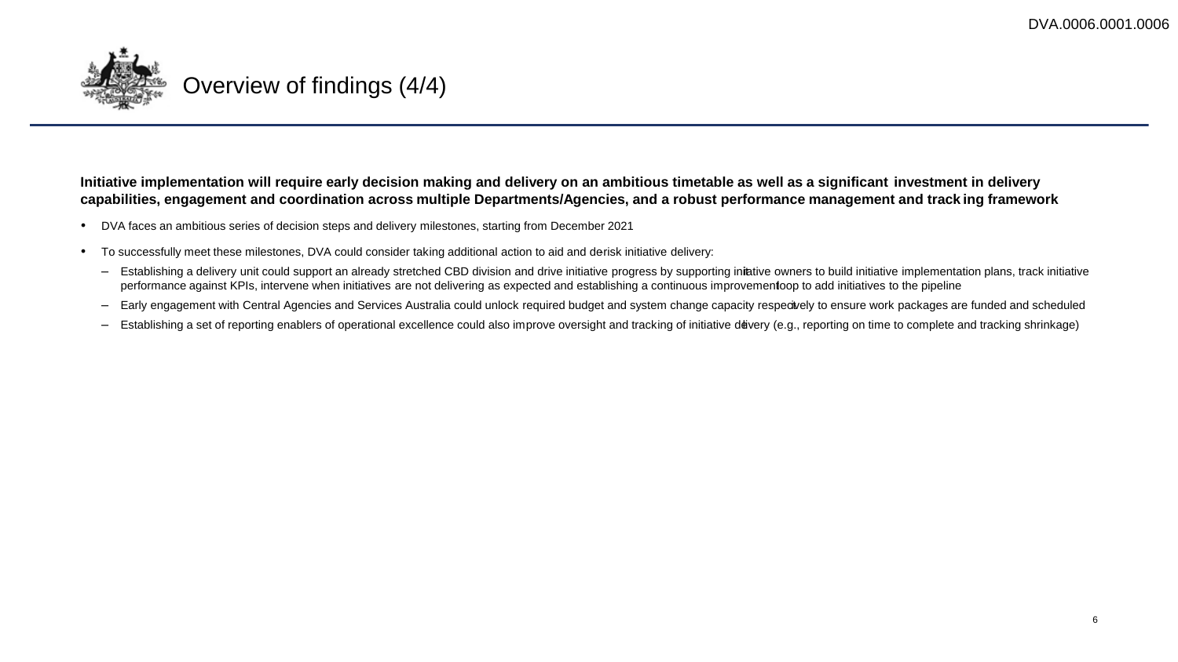# Overview of findings (4/4)

**Initiative implementation will require early decision making and delivery on an ambitious timetable as well as a significant investment in delivery capabilities, engagement and coordination across multiple Departments/Agencies, and a robust performance management and tracking framework**

- DVA faces an ambitious series of decision steps and delivery milestones, starting from December 2021
- To successfully meet these milestones, DVA could consider taking additional action to aid and de-risk initiative delivery:
  - Establishing a delivery unit could support an already stretched CBD division and drive initiative progress by supporting initiative owners to build initiative implementation plans, track initiative performance against KPIs, intervene when initiatives are not delivering as expected and establishing a continuous improvement loop to add initiatives to the pipeline
  - Early engagement with Central Agencies and Services Australia could unlock required budget and system change capacity respectively to ensure work packages are funded and scheduled
  - Establishing a set of reporting enablers of operational excellence could also improve oversight and tracking of initiative delivery (e.g., reporting on time to complete and tracking shrinkage)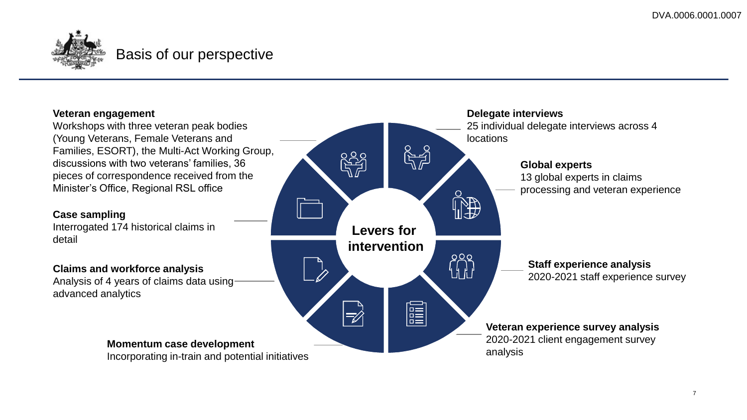# Basis of our perspective

**Levers for intervention**

**Veteran engagement**
Workshops with three veteran peak bodies (Young Veterans, Female Veterans and Families, ESORT), the Multi-Act Working Group, discussions with two veterans' families, 36 pieces of correspondence received from the Minister's Office, Regional RSL office

**Case sampling**
Interrogated 174 historical claims in detail

**Claims and workforce analysis**
Analysis of 4 years of claims data using advanced analytics

**Momentum case development**
Incorporating in-train and potential initiatives

**Delegate interviews**
25 individual delegate interviews across 4 locations

**Global experts**
13 global experts in claims processing and veteran experience

**Staff experience analysis**
2020-2021 staff experience survey

**Veteran experience survey analysis**
2020-2021 client engagement survey analysis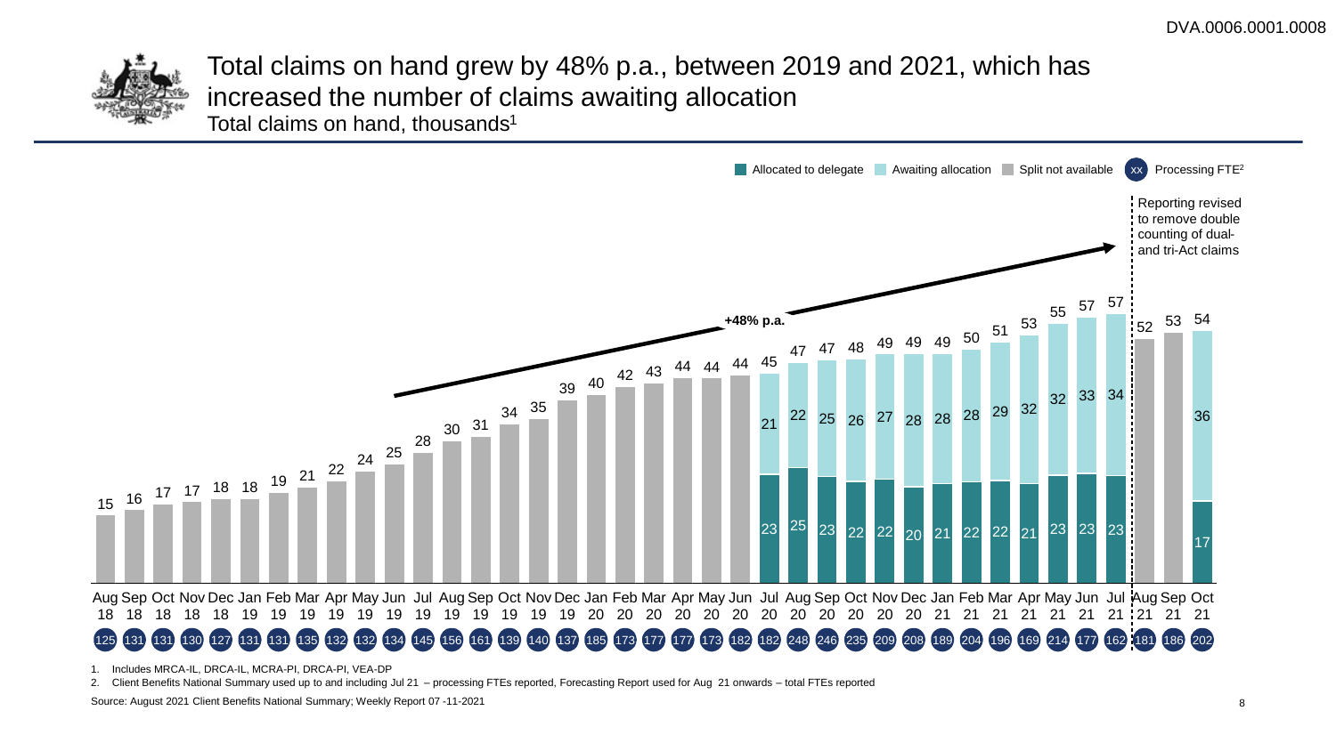# Total claims on hand grew by 48% p.a., between 2019 and 2021, which has increased the number of claims awaiting allocation

Total claims on hand, thousands[1]

Legend: Allocated to delegate | Awaiting allocation | Split not available | xx Processing FTE[2]

**+48% p.a.**

Reporting revised to remove double counting of dual- and tri-Act claims

| Month | Total | Allocated to delegate | Awaiting allocation | Processing FTE |
|---|---|---|---|---|
| Aug 18 | 15 | | | 125 |
| Sep 18 | 16 | | | 131 |
| Oct 18 | 17 | | | 131 |
| Nov 18 | 17 | | | 130 |
| Dec 18 | 18 | | | 127 |
| Jan 19 | 18 | | | 131 |
| Feb 19 | 19 | | | 131 |
| Mar 19 | 21 | | | 135 |
| Apr 19 | 22 | | | 132 |
| May 19 | 24 | | | 132 |
| Jun 19 | 25 | | | 134 |
| Jul 19 | 28 | | | 145 |
| Aug 19 | 30 | | | 156 |
| Sep 19 | 31 | | | 161 |
| Oct 19 | 34 | | | 139 |
| Nov 19 | 35 | | | 140 |
| Dec 19 | 39 | | | 137 |
| Jan 20 | 40 | | | 185 |
| Feb 20 | 42 | | | 173 |
| Mar 20 | 43 | | | 177 |
| Apr 20 | 44 | | | 177 |
| May 20 | 44 | | | 173 |
| Jun 20 | 44 | | | 182 |
| Jul 20 | 45 | 23 | 21 | 182 |
| Aug 20 | 47 | 25 | 22 | 248 |
| Sep 20 | 47 | 23 | 25 | 246 |
| Oct 20 | 48 | 22 | 26 | 235 |
| Nov 20 | 49 | 22 | 27 | 209 |
| Dec 20 | 49 | 20 | 28 | 208 |
| Jan 21 | 49 | 21 | 28 | 189 |
| Feb 21 | 50 | 22 | 28 | 204 |
| Mar 21 | 51 | 22 | 29 | 196 |
| Apr 21 | 53 | 21 | 32 | 169 |
| May 21 | 55 | 23 | 32 | 214 |
| Jun 21 | 57 | 23 | 33 | 177 |
| Jul 21 | 57 | 23 | 34 | 162 |
| Aug 21 | 52 | | | 181 |
| Sep 21 | 53 | | | 186 |
| Oct 21 | 54 | 17 | 36 | 202 |

1. Includes MRCA-IL, DRCA-IL, MCRA-PI, DRCA-PI, VEA-DP
2. Client Benefits National Summary used up to and including Jul 21 – processing FTEs reported, Forecasting Report used for Aug 21 onwards – total FTEs reported

Source: August 2021 Client Benefits National Summary; Weekly Report 07 -11-2021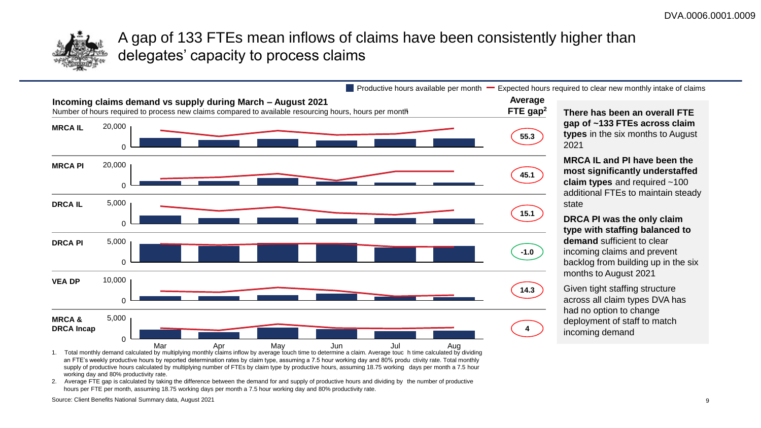# A gap of 133 FTEs mean inflows of claims have been consistently higher than delegates' capacity to process claims

**Incoming claims demand vs supply during March – August 2021**

Number of hours required to process new claims compared to available resourcing hours, hours per month[1]

Legend: Productive hours available per month — Expected hours required to clear new monthly intake of claims

| Claim type | Axis max | Average FTE gap[2] |
|---|---|---|
| MRCA IL | 20,000 | 55.3 |
| MRCA PI | 20,000 | 45.1 |
| DRCA IL | 5,000 | 15.1 |
| DRCA PI | 5,000 | -1.0 |
| VEA DP | 10,000 | 14.3 |
| MRCA & DRCA Incap | 5,000 | 4 |

Months: Mar, Apr, May, Jun, Jul, Aug

**There has been an overall FTE gap of ~133 FTEs across claim types** in the six months to August 2021

**MRCA IL and PI have been the most significantly understaffed claim types** and required ~100 additional FTEs to maintain steady state

**DRCA PI was the only claim type with staffing balanced to demand** sufficient to clear incoming claims and prevent backlog from building up in the six months to August 2021

Given tight staffing structure across all claim types DVA has had no option to change deployment of staff to match incoming demand

1. Total monthly demand calculated by multiplying monthly claims inflow by average touch time to determine a claim. Average touch time calculated by dividing an FTE's weekly productive hours by reported determination rates by claim type, assuming a 7.5 hour working day and 80% productivity rate. Total monthly supply of productive hours calculated by multiplying number of FTEs by claim type by productive hours, assuming 18.75 working days per month a 7.5 hour working day and 80% productivity rate.
2. Average FTE gap is calculated by taking the difference between the demand for and supply of productive hours and dividing by the number of productive hours per FTE per month, assuming 18.75 working days per month a 7.5 hour working day and 80% productivity rate.

Source: Client Benefits National Summary data, August 2021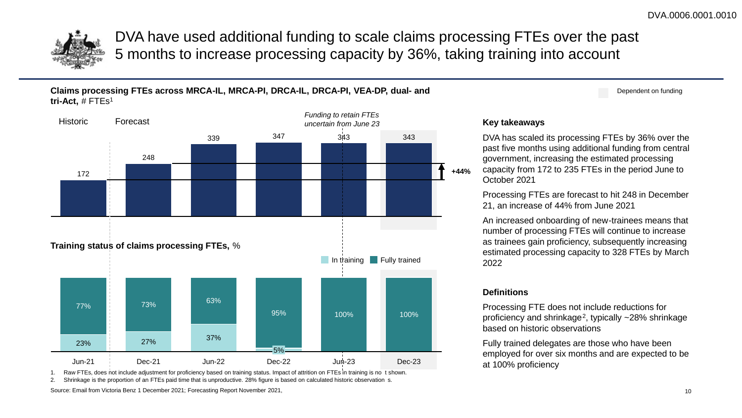# DVA have used additional funding to scale claims processing FTEs over the past 5 months to increase processing capacity by 36%, taking training into account

Dependent on funding

**Claims processing FTEs across MRCA-IL, MRCA-PI, DRCA-IL, DRCA-PI, VEA-DP, dual- and tri-Act,** # FTEs[1]

Historic | Forecast

*Funding to retain FTEs uncertain from June 23*

| | Jun-21 | Dec-21 | Jun-22 | Dec-22 | Jun-23 | Dec-23 |
|---|---|---|---|---|---|---|
| FTEs | 172 | 248 | 339 | 347 | 343 | 343 |

+44%

**Training status of claims processing FTEs,** %

| | Jun-21 | Dec-21 | Jun-22 | Dec-22 | Jun-23 | Dec-23 |
|---|---|---|---|---|---|---|
| Fully trained | 77% | 73% | 63% | 95% | 100% | 100% |
| In training | 23% | 27% | 37% | 5% | | |

1. Raw FTEs, does not include adjustment for proficiency based on training status. Impact of attrition on FTEs in training is not shown.
2. Shrinkage is the proportion of an FTEs paid time that is unproductive. 28% figure is based on calculated historic observations.

Source: Email from Victoria Benz 1 December 2021; Forecasting Report November 2021,

### Key takeaways

DVA has scaled its processing FTEs by 36% over the past five months using additional funding from central government, increasing the estimated processing capacity from 172 to 235 FTEs in the period June to October 2021

Processing FTEs are forecast to hit 248 in December 21, an increase of 44% from June 2021

An increased onboarding of new-trainees means that number of processing FTEs will continue to increase as trainees gain proficiency, subsequently increasing estimated processing capacity to 328 FTEs by March 2022

### Definitions

Processing FTE does not include reductions for proficiency and shrinkage[2], typically ~28% shrinkage based on historic observations

Fully trained delegates are those who have been employed for over six months and are expected to be at 100% proficiency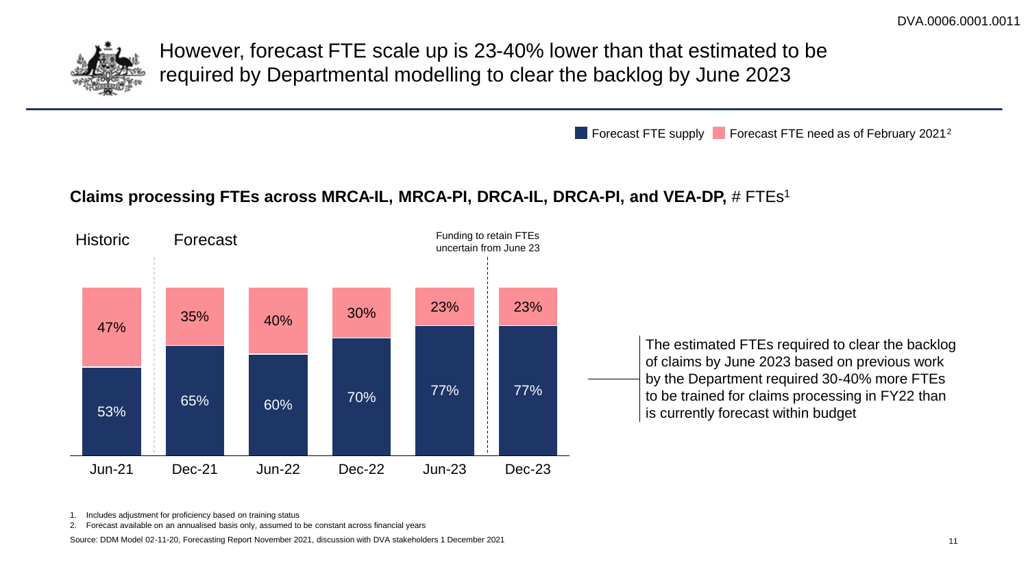# However, forecast FTE scale up is 23-40% lower than that estimated to be required by Departmental modelling to clear the backlog by June 2023

Forecast FTE supply | Forecast FTE need as of February 2021[2]

**Claims processing FTEs across MRCA-IL, MRCA-PI, DRCA-IL, DRCA-PI, and VEA-DP,** # FTEs[1]

| | Historic | Forecast | | | | |
|---|---|---|---|---|---|---|
| | Jun-21 | Dec-21 | Jun-22 | Dec-22 | Jun-23 | Dec-23 |
| Forecast FTE need as of February 2021 | 47% | 35% | 40% | 30% | 23% | 23% |
| Forecast FTE supply | 53% | 65% | 60% | 70% | 77% | 77% |

Funding to retain FTEs uncertain from June 23

The estimated FTEs required to clear the backlog of claims by June 2023 based on previous work by the Department required 30-40% more FTEs to be trained for claims processing in FY22 than is currently forecast within budget

1. Includes adjustment for proficiency based on training status
2. Forecast available on an annualised basis only, assumed to be constant across financial years

Source: DDM Model 02-11-20, Forecasting Report November 2021, discussion with DVA stakeholders 1 December 2021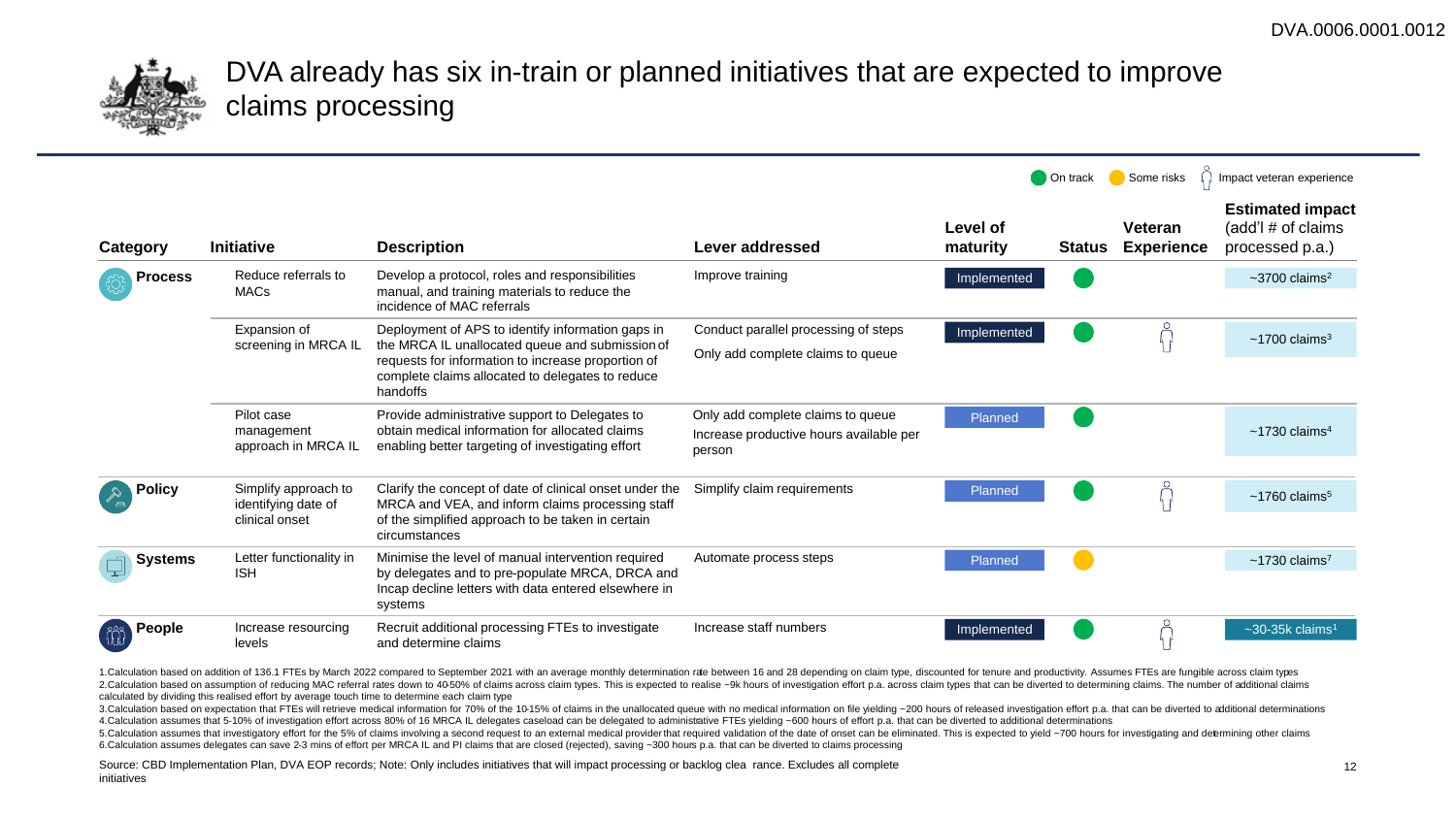# DVA already has six in-train or planned initiatives that are expected to improve claims processing

Legend: On track (green) | Some risks (amber) | Impact veteran experience

| Category | Initiative | Description | Lever addressed | Level of maturity | Status | Veteran Experience | Estimated impact (add'l # of claims processed p.a.) |
|---|---|---|---|---|---|---|---|
| **Process** | Reduce referrals to MACs | Develop a protocol, roles and responsibilities manual, and training materials to reduce the incidence of MAC referrals | Improve training | Implemented | On track | | ~3700 claims[2] |
| | Expansion of screening in MRCA IL | Deployment of APS to identify information gaps in the MRCA IL unallocated queue and submission of requests for information to increase proportion of complete claims allocated to delegates to reduce handoffs | Conduct parallel processing of steps; Only add complete claims to queue | Implemented | On track | Impact veteran experience | ~1700 claims[3] |
| | Pilot case management approach in MRCA IL | Provide administrative support to Delegates to obtain medical information for allocated claims enabling better targeting of investigating effort | Only add complete claims to queue; Increase productive hours available per person | Planned | On track | | ~1730 claims[4] |
| **Policy** | Simplify approach to identifying date of clinical onset | Clarify the concept of date of clinical onset under the MRCA and VEA, and inform claims processing staff of the simplified approach to be taken in certain circumstances | Simplify claim requirements | Planned | On track | Impact veteran experience | ~1760 claims[5] |
| **Systems** | Letter functionality in ISH | Minimise the level of manual intervention required by delegates and to pre-populate MRCA, DRCA and Incap decline letters with data entered elsewhere in systems | Automate process steps | Planned | Some risks | | ~1730 claims[7] |
| **People** | Increase resourcing levels | Recruit additional processing FTEs to investigate and determine claims | Increase staff numbers | Implemented | On track | Impact veteran experience | ~30-35k claims[1] |

1.Calculation based on addition of 136.1 FTEs by March 2022 compared to September 2021 with an average monthly determination rate between 16 and 28 depending on claim type, discounted for tenure and productivity. Assumes FTEs are fungible across claim types
2.Calculation based on assumption of reducing MAC referral rates down to 40-50% of claims across claim types. This is expected to realise ~9k hours of investigation effort p.a. across claim types that can be diverted to determining claims. The number of additional claims calculated by dividing this realised effort by average touch time to determine each claim type
3.Calculation based on expectation that FTEs will retrieve medical information for 70% of the 10-15% of claims in the unallocated queue with no medical information on file yielding ~200 hours of released investigation effort p.a. that can be diverted to additional determinations
4.Calculation assumes that 5-10% of investigation effort across 80% of 16 MRCA IL delegates caseload can be delegated to administrative FTEs yielding ~600 hours of effort p.a. that can be diverted to additional determinations
5.Calculation assumes that investigatory effort for the 5% of claims involving a second request to an external medical provider that required validation of the date of onset can be eliminated. This is expected to yield ~700 hours for investigating and determining other claims
6.Calculation assumes delegates can save 2-3 mins of effort per MRCA IL and PI claims that are closed (rejected), saving ~300 hours p.a. that can be diverted to claims processing

Source: CBD Implementation Plan, DVA EOP records; Note: Only includes initiatives that will impact processing or backlog clearance. Excludes all complete initiatives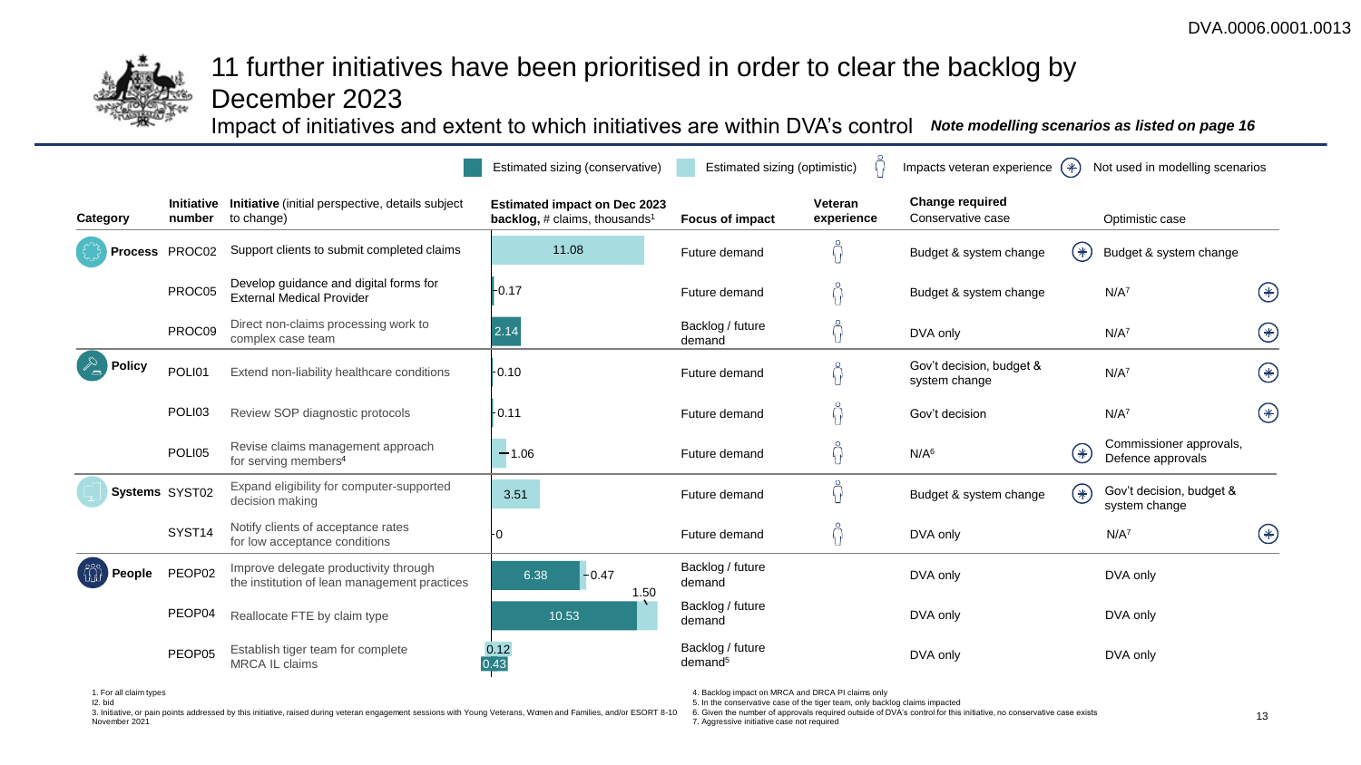# 11 further initiatives have been prioritised in order to clear the backlog by December 2023

## Impact of initiatives and extent to which initiatives are within DVA's control

***Note modelling scenarios as listed on page 16***

Legend: Estimated sizing (conservative) | Estimated sizing (optimistic) | Impacts veteran experience | (✳) Not used in modelling scenarios

| Category | Initiative number | Initiative (initial perspective, details subject to change) | Estimated impact on Dec 2023 backlog, # claims, thousands[1] | Focus of impact | Veteran experience | Change required – Conservative case | Change required – Optimistic case |
|---|---|---|---|---|---|---|---|
| Process | PROC02 | Support clients to submit completed claims | 11.08 (optimistic) | Future demand | Impacts veteran experience | Budget & system change (✳) | Budget & system change |
| | PROC05 | Develop guidance and digital forms for External Medical Provider | 0.17 | Future demand | Impacts veteran experience | Budget & system change | N/A[7] (✳) |
| | PROC09 | Direct non-claims processing work to complex case team | 2.14 (conservative) | Backlog / future demand | Impacts veteran experience | DVA only | N/A[7] (✳) |
| Policy | POLI01 | Extend non-liability healthcare conditions | 0.10 | Future demand | Impacts veteran experience | Gov't decision, budget & system change | N/A[7] (✳) |
| | POLI03 | Review SOP diagnostic protocols | 0.11 | Future demand | Impacts veteran experience | Gov't decision | N/A[7] (✳) |
| | POLI05 | Revise claims management approach for serving members[4] | 1.06 (optimistic) | Future demand | Impacts veteran experience | N/A[6] (✳) | Commissioner approvals, Defence approvals |
| Systems | SYST02 | Expand eligibility for computer-supported decision making | 3.51 (optimistic) | Future demand | Impacts veteran experience | Budget & system change (✳) | Gov't decision, budget & system change |
| | SYST14 | Notify clients of acceptance rates for low acceptance conditions | 0 | Future demand | Impacts veteran experience | DVA only | N/A[7] (✳) |
| People | PEOP02 | Improve delegate productivity through the institution of lean management practices | 6.38 (conservative); 0.47 (optimistic) | Backlog / future demand | | DVA only | DVA only |
| | PEOP04 | Reallocate FTE by claim type | 10.53 (conservative); 1.50 (optimistic) | Backlog / future demand | | DVA only | DVA only |
| | PEOP05 | Establish tiger team for complete MRCA IL claims | 0.43 (conservative); 0.12 (optimistic) | Backlog / future demand[5] | | DVA only | DVA only |

1. For all claim types
2. bid
3. Initiative, or pain points addressed by this initiative, raised during veteran engagement sessions with Young Veterans, Women and Families, and/or ESORT 8-10 November 2021
4. Backlog impact on MRCA and DRCA PI claims only
5. In the conservative case of the tiger team, only backlog claims impacted
6. Given the number of approvals required outside of DVA's control for this initiative, no conservative case exists
7. Aggressive initiative case not required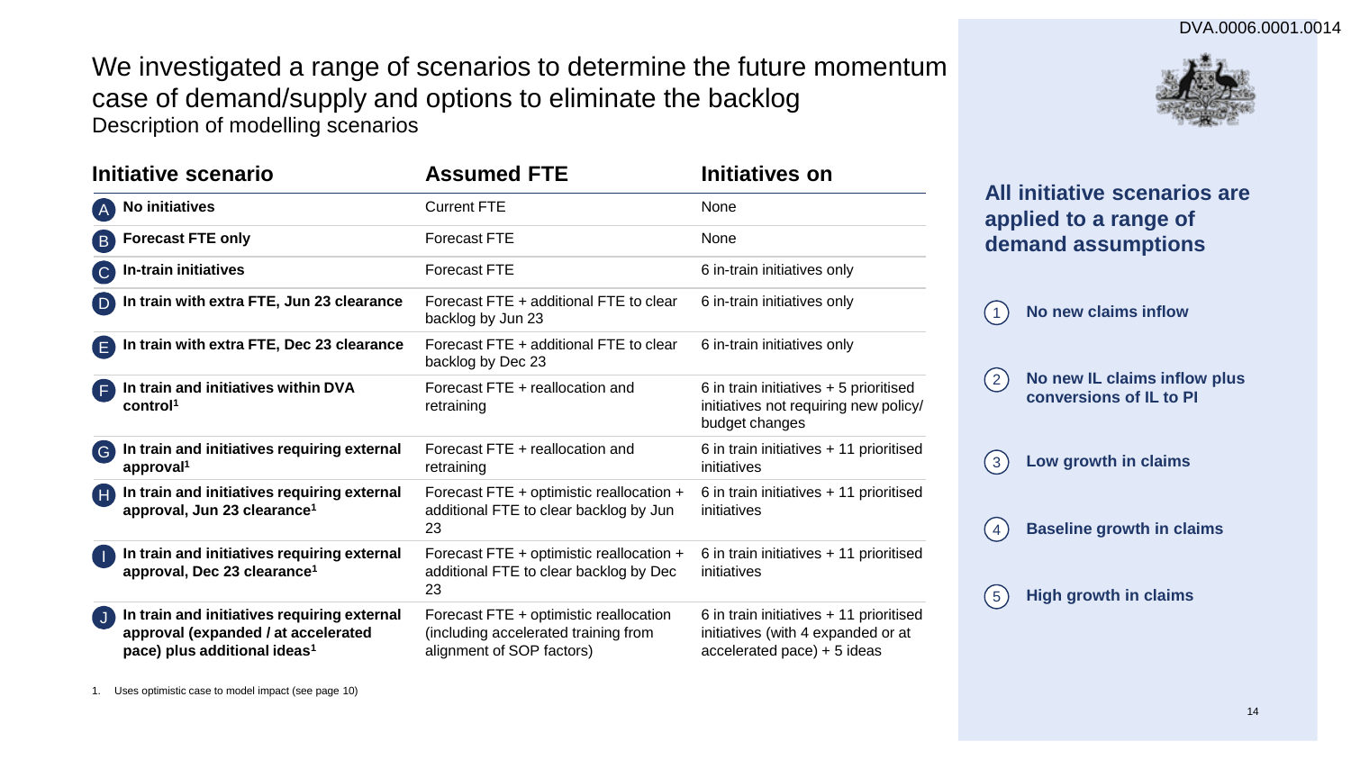# We investigated a range of scenarios to determine the future momentum case of demand/supply and options to eliminate the backlog

Description of modelling scenarios

| | Initiative scenario | Assumed FTE | Initiatives on |
|---|---|---|---|
| A | **No initiatives** | Current FTE | None |
| B | **Forecast FTE only** | Forecast FTE | None |
| C | **In-train initiatives** | Forecast FTE | 6 in-train initiatives only |
| D | **In train with extra FTE, Jun 23 clearance** | Forecast FTE + additional FTE to clear backlog by Jun 23 | 6 in-train initiatives only |
| E | **In train with extra FTE, Dec 23 clearance** | Forecast FTE + additional FTE to clear backlog by Dec 23 | 6 in-train initiatives only |
| F | **In train and initiatives within DVA control[1]** | Forecast FTE + reallocation and retraining | 6 in train initiatives + 5 prioritised initiatives not requiring new policy/ budget changes |
| G | **In train and initiatives requiring external approval[1]** | Forecast FTE + reallocation and retraining | 6 in train initiatives + 11 prioritised initiatives |
| H | **In train and initiatives requiring external approval, Jun 23 clearance[1]** | Forecast FTE + optimistic reallocation + additional FTE to clear backlog by Jun 23 | 6 in train initiatives + 11 prioritised initiatives |
| I | **In train and initiatives requiring external approval, Dec 23 clearance[1]** | Forecast FTE + optimistic reallocation + additional FTE to clear backlog by Dec 23 | 6 in train initiatives + 11 prioritised initiatives |
| J | **In train and initiatives requiring external approval (expanded / at accelerated pace) plus additional ideas[1]** | Forecast FTE + optimistic reallocation (including accelerated training from alignment of SOP factors) | 6 in train initiatives + 11 prioritised initiatives (with 4 expanded or at accelerated pace) + 5 ideas |

1. Uses optimistic case to model impact (see page 10)

## All initiative scenarios are applied to a range of demand assumptions

1. **No new claims inflow**
2. **No new IL claims inflow plus conversions of IL to PI**
3. **Low growth in claims**
4. **Baseline growth in claims**
5. **High growth in claims**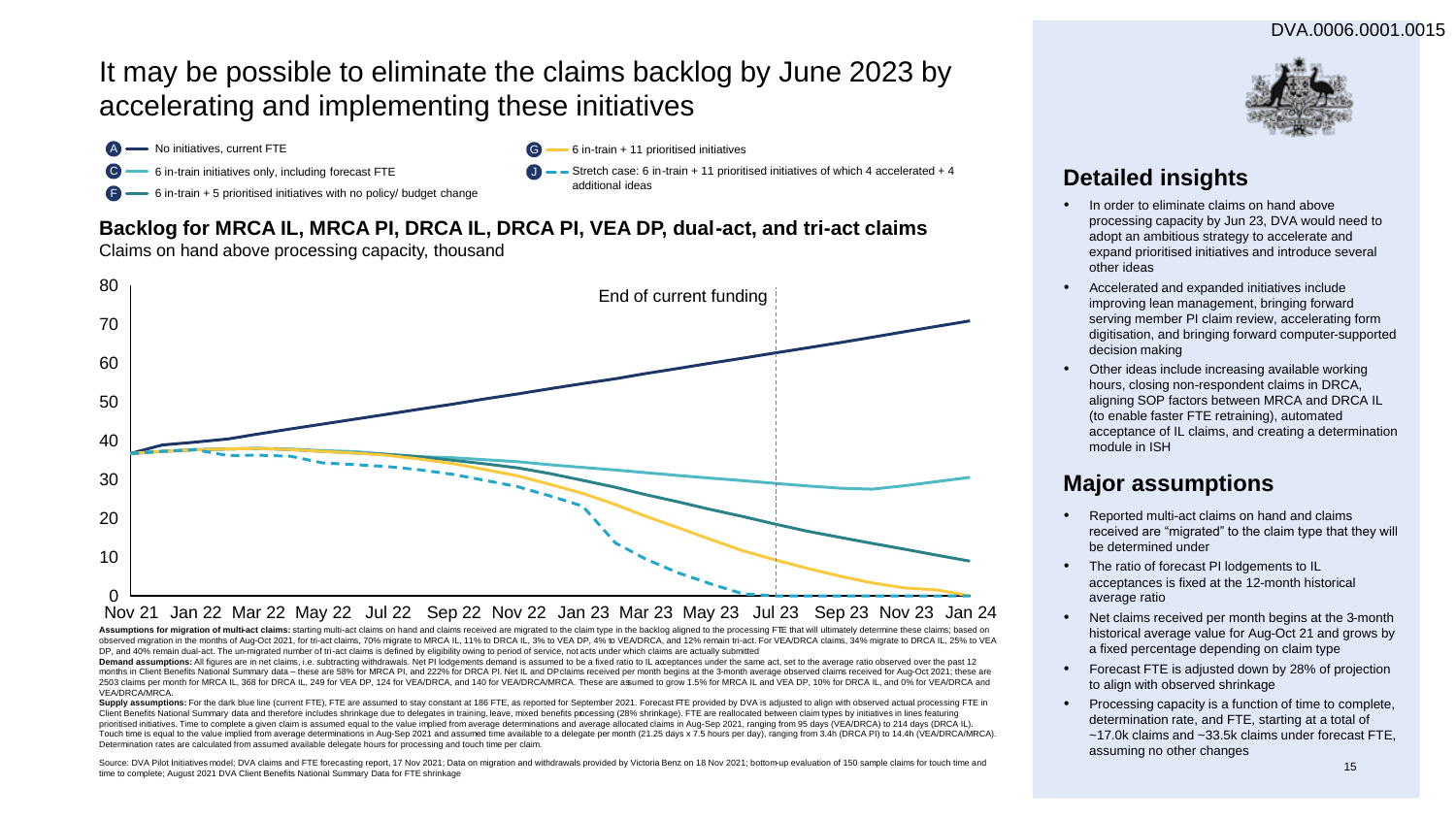# It may be possible to eliminate the claims backlog by June 2023 by accelerating and implementing these initiatives

- A — No initiatives, current FTE
- C — 6 in-train initiatives only, including forecast FTE
- F — 6 in-train + 5 prioritised initiatives with no policy/ budget change
- G — 6 in-train + 11 prioritised initiatives
- J — Stretch case: 6 in-train + 11 prioritised initiatives of which 4 accelerated + 4 additional ideas

**Backlog for MRCA IL, MRCA PI, DRCA IL, DRCA PI, VEA DP, dual-act, and tri-act claims**

Claims on hand above processing capacity, thousand

End of current funding

Nov 21, Jan 22, Mar 22, May 22, Jul 22, Sep 22, Nov 22, Jan 23, Mar 23, May 23, Jul 23, Sep 23, Nov 23, Jan 24

**Assumptions for migration of multi-act claims:** starting multi-act claims on hand and claims received are migrated to the claim type in the backlog aligned to the processing FTE that will ultimately determine these claims; based on observed migration in the months of Aug-Oct 2021, for tri-act claims, 70% migrate to MRCA IL, 11% to DRCA IL, 3% to VEA DP, 4% to VEA/DRCA, and 12% remain tri-act. For VEA/DRCA claims, 34% migrate to DRCA IL, 25% to VEA DP, and 40% remain dual-act. The un-migrated number of tri-act claims is defined by eligibility owing to period of service, not acts under which claims are actually submitted

**Demand assumptions:** All figures are in net claims, i.e. subtracting withdrawals. Net PI lodgements demand is assumed to be a fixed ratio to IL acceptances under the same act, set to the average ratio observed over the past 12 months in Client Benefits National Summary data – these are 58% for MRCA PI, and 222% for DRCA PI. Net IL and DP claims received per month begins at the 3-month average observed claims received for Aug-Oct 2021; these are 2503 claims per month for MRCA IL, 368 for DRCA IL, 249 for VEA DP, 124 for VEA/DRCA, and 140 for VEA/DRCA/MRCA. These are assumed to grow 1.5% for MRCA IL and VEA DP, 10% for DRCA IL, and 0% for VEA/DRCA and VEA/DRCA/MRCA.

**Supply assumptions:** For the dark blue line (current FTE), FTE are assumed to stay constant at 186 FTE, as reported for September 2021. Forecast FTE provided by DVA is adjusted to align with observed actual processing FTE in Client Benefits National Summary data and therefore includes shrinkage due to delegates in training, leave, mixed benefits processing (28% shrinkage). FTE are reallocated between claim types by initiatives in lines featuring prioritised initiatives. Time to complete a given claim is assumed equal to the value implied from average determinations and average allocated claims in Aug-Sep 2021, ranging from 95 days (VEA/DRCA) to 214 days (DRCA IL). Touch time is equal to the value implied from average determinations in Aug-Sep 2021 and assumed time available to a delegate per month (21.25 days x 7.5 hours per day), ranging from 3.4h (DRCA PI) to 14.4h (VEA/DRCA/MRCA). Determination rates are calculated from assumed available delegate hours for processing and touch time per claim.

Source: DVA Pilot Initiatives model; DVA claims and FTE forecasting report, 17 Nov 2021; Data on migration and withdrawals provided by Victoria Benz on 18 Nov 2021; bottom-up evaluation of 150 sample claims for touch time and time to complete; August 2021 DVA Client Benefits National Summary Data for FTE shrinkage

## Detailed insights

- In order to eliminate claims on hand above processing capacity by Jun 23, DVA would need to adopt an ambitious strategy to accelerate and expand prioritised initiatives and introduce several other ideas
- Accelerated and expanded initiatives include improving lean management, bringing forward serving member PI claim review, accelerating form digitisation, and bringing forward computer-supported decision making
- Other ideas include increasing available working hours, closing non-respondent claims in DRCA, aligning SOP factors between MRCA and DRCA IL (to enable faster FTE retraining), automated acceptance of IL claims, and creating a determination module in ISH

## Major assumptions

- Reported multi-act claims on hand and claims received are "migrated" to the claim type that they will be determined under
- The ratio of forecast PI lodgements to IL acceptances is fixed at the 12-month historical average ratio
- Net claims received per month begins at the 3-month historical average value for Aug-Oct 21 and grows by a fixed percentage depending on claim type
- Forecast FTE is adjusted down by 28% of projection to align with observed shrinkage
- Processing capacity is a function of time to complete, determination rate, and FTE, starting at a total of ~17.0k claims and ~33.5k claims under forecast FTE, assuming no other changes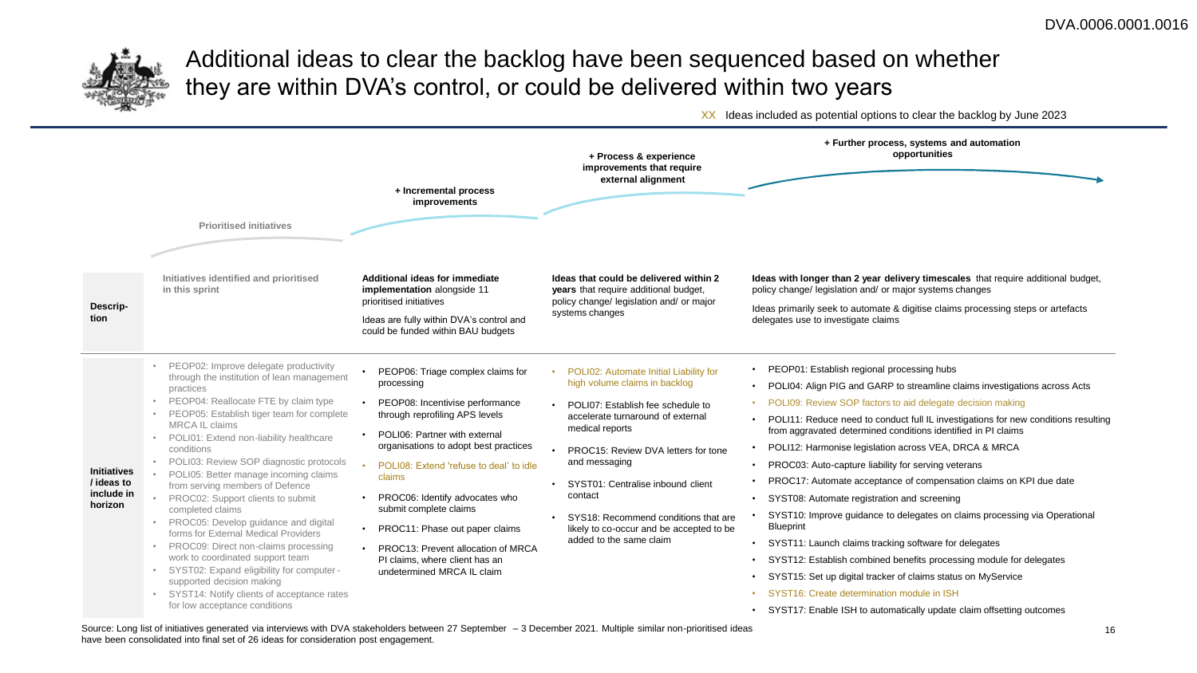# Additional ideas to clear the backlog have been sequenced based on whether they are within DVA's control, or could be delivered within two years

XX Ideas included as potential options to clear the backlog by June 2023

| | Prioritised initiatives | + Incremental process improvements | + Process & experience improvements that require external alignment | + Further process, systems and automation opportunities |
|---|---|---|---|---|
| **Description** | Initiatives identified and prioritised in this sprint | **Additional ideas for immediate implementation** alongside 11 prioritised initiatives<br><br>Ideas are fully within DVA's control and could be funded within BAU budgets | **Ideas that could be delivered within 2 years** that require additional budget, policy change/ legislation and/ or major systems changes | **Ideas with longer than 2 year delivery timescales** that require additional budget, policy change/ legislation and/ or major systems changes<br><br>Ideas primarily seek to automate & digitise claims processing steps or artefacts delegates use to investigate claims |
| **Initiatives / ideas to include in horizon** | • PEOP02: Improve delegate productivity through the institution of lean management practices<br>• PEOP04: Reallocate FTE by claim type<br>• PEOP05: Establish tiger team for complete MRCA IL claims<br>• POLI01: Extend non-liability healthcare conditions<br>• POLI03: Review SOP diagnostic protocols<br>• POLI05: Better manage incoming claims from serving members of Defence<br>• PROC02: Support clients to submit completed claims<br>• PROC05: Develop guidance and digital forms for External Medical Providers<br>• PROC09: Direct non-claims processing work to coordinated support team<br>• SYST02: Expand eligibility for computer-supported decision making<br>• SYST14: Notify clients of acceptance rates for low acceptance conditions | • PEOP06: Triage complex claims for processing<br>• PEOP08: Incentivise performance through reprofiling APS levels<br>• POLI06: Partner with external organisations to adopt best practices<br>• POLI08: Extend 'refuse to deal' to idle claims<br>• PROC06: Identify advocates who submit complete claims<br>• PROC11: Phase out paper claims<br>• PROC13: Prevent allocation of MRCA PI claims, where client has an undetermined MRCA IL claim | • POLI02: Automate Initial Liability for high volume claims in backlog<br>• POLI07: Establish fee schedule to accelerate turnaround of external medical reports<br>• PROC15: Review DVA letters for tone and messaging<br>• SYST01: Centralise inbound client contact<br>• SYS18: Recommend conditions that are likely to co-occur and be accepted to be added to the same claim | • PEOP01: Establish regional processing hubs<br>• POLI04: Align PIG and GARP to streamline claims investigations across Acts<br>• POLI09: Review SOP factors to aid delegate decision making<br>• POLI11: Reduce need to conduct full IL investigations for new conditions resulting from aggravated determined conditions identified in PI claims<br>• POLI12: Harmonise legislation across VEA, DRCA & MRCA<br>• PROC03: Auto-capture liability for serving veterans<br>• PROC17: Automate acceptance of compensation claims on KPI due date<br>• SYST08: Automate registration and screening<br>• SYST10: Improve guidance to delegates on claims processing via Operational Blueprint<br>• SYST11: Launch claims tracking software for delegates<br>• SYST12: Establish combined benefits processing module for delegates<br>• SYST15: Set up digital tracker of claims status on MyService<br>• SYST16: Create determination module in ISH<br>• SYST17: Enable ISH to automatically update claim offsetting outcomes |

Source: Long list of initiatives generated via interviews with DVA stakeholders between 27 September – 3 December 2021. Multiple similar non-prioritised ideas have been consolidated into final set of 26 ideas for consideration post engagement.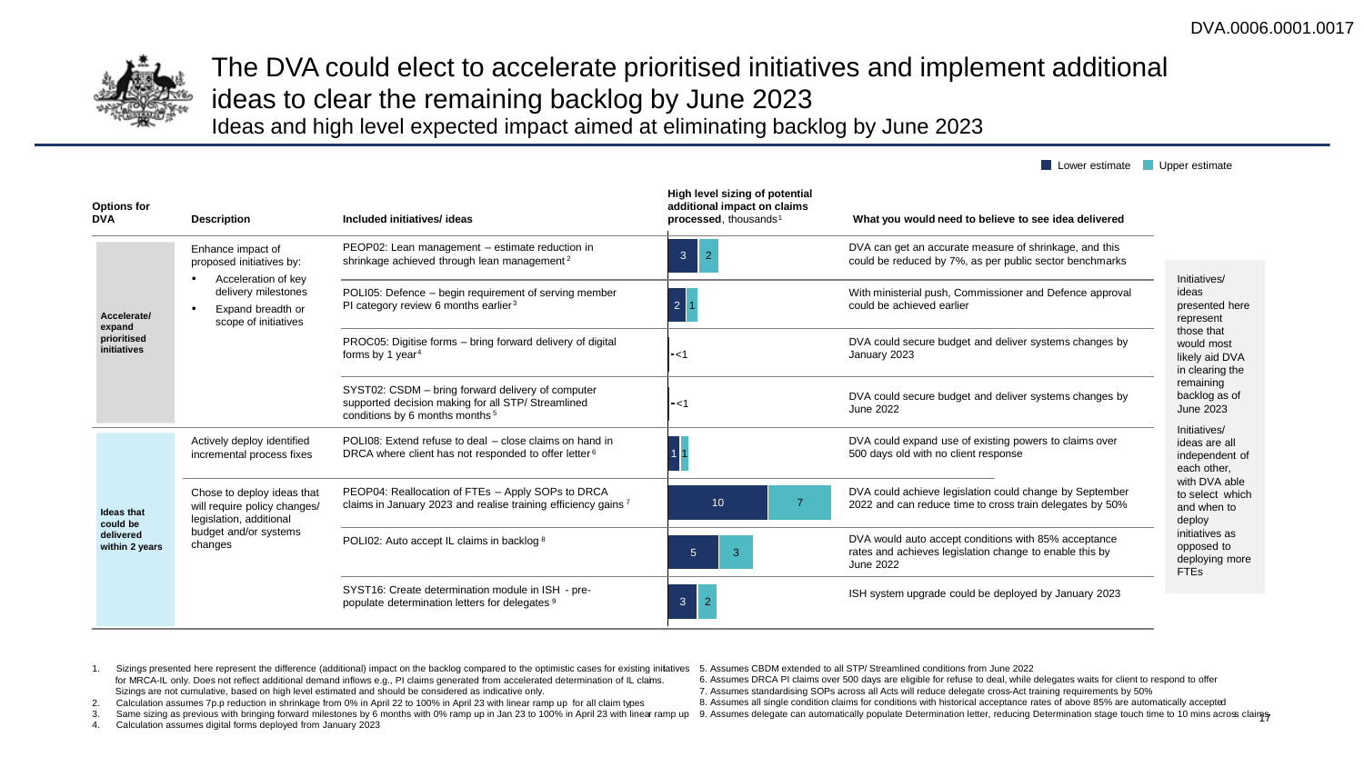# The DVA could elect to accelerate prioritised initiatives and implement additional ideas to clear the remaining backlog by June 2023

Ideas and high level expected impact aimed at eliminating backlog by June 2023

Legend: Lower estimate / Upper estimate

| Options for DVA | Description | Included initiatives/ ideas | High level sizing of potential additional impact on claims processed, thousands[1] (Lower estimate) | (Upper estimate) | What you would need to believe to see idea delivered |
|---|---|---|---|---|---|
| Accelerate/ expand prioritised initiatives | Enhance impact of proposed initiatives by: • Acceleration of key delivery milestones • Expand breadth or scope of initiatives | PEOP02: Lean management – estimate reduction in shrinkage achieved through lean management[2] | 3 | 2 | DVA can get an accurate measure of shrinkage, and this could be reduced by 7%, as per public sector benchmarks |
| | | POLI05: Defence – begin requirement of serving member PI category review 6 months earlier[3] | 2 | 1 | With ministerial push, Commissioner and Defence approval could be achieved earlier |
| | | PROC05: Digitise forms – bring forward delivery of digital forms by 1 year[4] | <1 | | DVA could secure budget and deliver systems changes by January 2023 |
| | | SYST02: CSDM – bring forward delivery of computer supported decision making for all STP/ Streamlined conditions by 6 months months[5] | <1 | | DVA could secure budget and deliver systems changes by June 2022 |
| Ideas that could be delivered within 2 years | Actively deploy identified incremental process fixes | POLI08: Extend refuse to deal – close claims on hand in DRCA where client has not responded to offer letter[6] | 1 | 1 | DVA could expand use of existing powers to claims over 500 days old with no client response |
| | Chose to deploy ideas that will require policy changes/ legislation, additional budget and/or systems changes | PEOP04: Reallocation of FTEs – Apply SOPs to DRCA claims in January 2023 and realise training efficiency gains[7] | 10 | 7 | DVA could achieve legislation could change by September 2022 and can reduce time to cross train delegates by 50% |
| | | POLI02: Auto accept IL claims in backlog[8] | 5 | 3 | DVA would auto accept conditions with 85% acceptance rates and achieves legislation change to enable this by June 2022 |
| | | SYST16: Create determination module in ISH - pre-populate determination letters for delegates[9] | 3 | 2 | ISH system upgrade could be deployed by January 2023 |

Initiatives/ ideas presented here represent those that would most likely aid DVA in clearing the remaining backlog as of June 2023

Initiatives/ ideas are all independent of each other, with DVA able to select which and when to deploy initiatives as opposed to deploying more FTEs

1. Sizings presented here represent the difference (additional) impact on the backlog compared to the optimistic cases for existing initiatives for MRCA-IL only. Does not reflect additional demand inflows e.g., PI claims generated from accelerated determination of IL claims. Sizings are not cumulative, based on high level estimated and should be considered as indicative only.
2. Calculation assumes 7p.p reduction in shrinkage from 0% in April 22 to 100% in April 23 with linear ramp up for all claim types
3. Same sizing as previous with bringing forward milestones by 6 months with 0% ramp up in Jan 23 to 100% in April 23 with linear ramp up
4. Calculation assumes digital forms deployed from January 2023
5. Assumes CBDM extended to all STP/ Streamlined conditions from June 2022
6. Assumes DRCA PI claims over 500 days are eligible for refuse to deal, while delegates waits for client to respond to offer
7. Assumes standardising SOPs across all Acts will reduce delegate cross-Act training requirements by 50%
8. Assumes all single condition claims for conditions with historical acceptance rates of above 85% are automatically accepted
9. Assumes delegate can automatically populate Determination letter, reducing Determination stage touch time to 10 mins across claims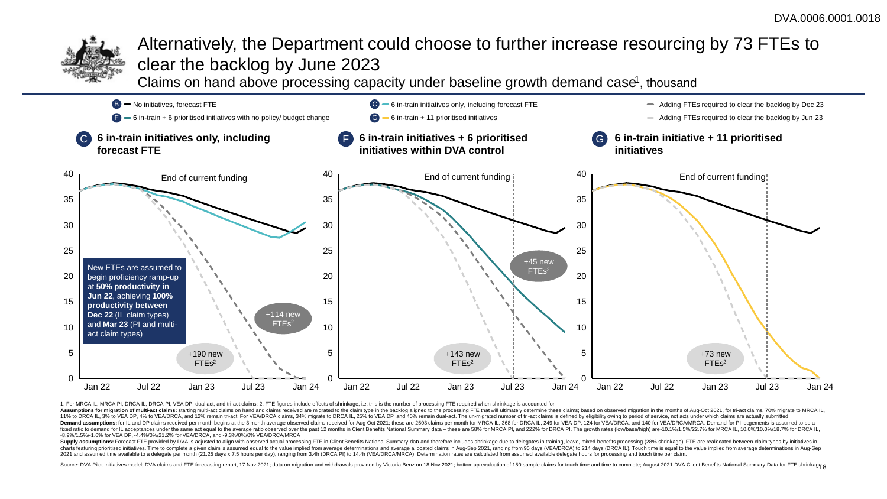# Alternatively, the Department could choose to further increase resourcing by 73 FTEs to clear the backlog by June 2023

Claims on hand above processing capacity under baseline growth demand case[1], thousand

- B — No initiatives, forecast FTE
- F — 6 in-train + 6 prioritised initiatives with no policy/ budget change
- C — 6 in-train initiatives only, including forecast FTE
- G — 6 in-train + 11 prioritised initiatives
- Adding FTEs required to clear the backlog by Dec 23
- Adding FTEs required to clear the backlog by Jun 23

**C 6 in-train initiatives only, including forecast FTE**

End of current funding

New FTEs are assumed to begin proficiency ramp-up at **50% productivity in Jun 22**, achieving **100% productivity between Dec 22** (IL claim types) and **Mar 23** (PI and multi-act claim types)

+114 new FTEs[2]

+190 new FTEs[2]

**F 6 in-train initiatives + 6 prioritised initiatives within DVA control**

End of current funding

+45 new FTEs[2]

+143 new FTEs[2]

**G 6 in-train initiative + 11 prioritised initiatives**

End of current funding

+73 new FTEs[2]

1. For MRCA IL, MRCA PI, DRCA IL, DRCA PI, VEA DP, dual-act, and tri-act claims; 2. FTE figures include effects of shrinkage, i.e. this is the number of processing FTE required when shrinkage is accounted for

**Assumptions for migration of multi-act claims:** starting multi-act claims on hand and claims received are migrated to the claim type in the backlog aligned to the processing FTE that will ultimately determine these claims; based on observed migration in the months of Aug-Oct 2021, for tri-act claims, 70% migrate to MRCA IL, 11% to DRCA IL, 3% to VEA DP, 4% to VEA/DRCA, and 12% remain tri-act. For VEA/DRCA claims, 34% migrate to DRCA IL, 25% to VEA DP, and 40% remain dual-act. The un-migrated number of tri-act claims is defined by eligibility owing to period of service, not acts under which claims are actually submitted

**Demand assumptions:** for IL and DP claims received per month begins at the 3-month average observed claims received for Aug-Oct 2021; these are 2503 claims per month for MRCA IL, 368 for DRCA IL, 249 for VEA DP, 124 for VEA/DRCA, and 140 for VEA/DRCA/MRCA. Demand for PI lodgements is assumed to be a fixed ratio to demand for IL acceptances under the same act equal to the average ratio observed over the past 12 months in Client Benefits National Summary data – these are 58% for MRCA PI, and 222% for DRCA PI. The growth rates (low/base/high) are -10.1%/1.5%/22.7% for MRCA IL, 10.0%/10.0%/18.7% for DRCA IL, -8.9%/1.5%/-1.6% for VEA DP, -4.4%/0%/21.2% for VEA/DRCA, and -9.3%/0%/0% VEA/DRCA/MRCA

**Supply assumptions:** Forecast FTE provided by DVA is adjusted to align with observed actual processing FTE in Client Benefits National Summary data and therefore includes shrinkage due to delegates in training, leave, mixed benefits processing (28% shrinkage). FTE are reallocated between claim types by initiatives in charts featuring prioritised initiatives. Time to complete a given claim is assumed equal to the value implied from average determinations and average allocated claims in Aug-Sep 2021, ranging from 95 days (VEA/DRCA) to 214 days (DRCA IL). Touch time is equal to the value implied from average determinations in Aug-Sep 2021 and assumed time available to a delegate per month (21.25 days x 7.5 hours per day), ranging from 3.4h (DRCA PI) to 14.4h (VEA/DRCA/MRCA). Determination rates are calculated from assumed available delegate hours for processing and touch time per claim.

Source: DVA Pilot Initiatives model; DVA claims and FTE forecasting report, 17 Nov 2021; data on migration and withdrawals provided by Victoria Benz on 18 Nov 2021; bottom-up evaluation of 150 sample claims for touch time and time to complete; August 2021 DVA Client Benefits National Summary Data for FTE shrinkage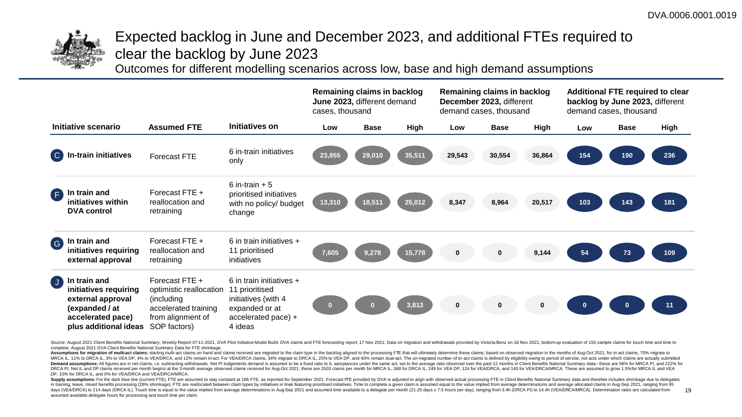# Expected backlog in June and December 2023, and additional FTEs required to clear the backlog by June 2023

## Outcomes for different modelling scenarios across low, base and high demand assumptions

| Initiative scenario | Assumed FTE | Initiatives on | Remaining claims in backlog June 2023, different demand cases, thousand | | | Remaining claims in backlog December 2023, different demand cases, thousand | | | Additional FTE required to clear backlog by June 2023, different demand cases, thousand | | |
|---|---|---|---|---|---|---|---|---|---|---|---|
| | | | Low | Base | High | Low | Base | High | Low | Base | High |
| C In-train initiatives | Forecast FTE | 6 in-train initiatives only | 23,855 | 29,010 | 35,511 | 29,543 | 30,554 | 36,864 | 154 | 190 | 236 |
| F In train and initiatives within DVA control | Forecast FTE + reallocation and retraining | 6 in-train + 5 prioritised initiatives with no policy/ budget change | 13,310 | 18,511 | 25,012 | 8,347 | 8,964 | 20,517 | 103 | 143 | 181 |
| G In train and initiatives requiring external approval | Forecast FTE + reallocation and retraining | 6 in train initiatives + 11 prioritised initiatives | 7,605 | 9,278 | 15,778 | 0 | 0 | 9,144 | 54 | 73 | 109 |
| J In train and initiatives requiring external approval (expanded / at accelerated pace) plus additional ideas | Forecast FTE + optimistic reallocation (including accelerated training from alignment of SOP factors) | 6 in train initiatives + 11 prioritised initiatives (with 4 expanded or at accelerated pace) + 4 ideas | 0 | 0 | 3,813 | 0 | 0 | 0 | 0 | 0 | 11 |

Source: August 2021 Client Benefits National Summary; Weekly Report 07-11-2021, DVA Pilot Initiative Model Build. DVA claims and FTE forecasting report, 17 Nov 2021; Data on migration and withdrawals provided by Victoria Benz on 18 Nov 2021; bottom-up evaluation of 150 sample claims for touch time and time to complete; August 2021 DVA Client Benefits National Summary Data for FTE shrinkage.

**Assumptions for migration of multi-act claims:** starting multi-act claims on hand and claims received are migrated to the claim type in the backlog aligned to the processing FTE that will ultimately determine these claims; based on observed migration in the months of Aug-Oct 2021, for tri-act claims, 70% migrate to MRCA IL, 11% to DRCA IL, 3% to VEA DP, 4% to VEA/DRCA, and 12% remain tri-act. For VEA/DRCA claims, 34% migrate to DRCA IL, 25% to VEA DP, and 40% remain dual-act. The un-migrated number of tri-act claims is defined by eligibility owing to period of service, not acts under which claims are actually submitted

**Demand assumptions:** All figures are in net claims, i.e. subtracting withdrawals. Net PI lodgements demand is assumed to be a fixed ratio to IL acceptances under the same act, set to the average ratio observed over the past 12 months in Client Benefits National Summary data– these are 58% for MRCA PI, and 222% for DRCA PI. Net IL and DP claims received per month begins at the 3-month average observed claims received for Aug-Oct 2021; these are 2503 claims per month for MRCA IL, 368 for DRCA IL, 249 for VEA DP, 124 for VEA/DRCA, and 140 for VEA/DRCA/MRCA. These are assumed to grow 1.5% for MRCA IL and VEA DP, 10% for DRCA IL, and 0% for VEA/DRCA and VEA/DRCA/MRCA.

**Supply assumptions:** For the dark blue line (current FTE). FTE are assumed to stay constant at 186 FTE, as reported for September 2021. Forecast FTE provided by DVA is adjusted to align with observed actual processing FTE in Client Benefits National Summary data and therefore includes shrinkage due to delegates in training, leave, mixed benefits processing (28% shrinkage). FTE are reallocated between claim types by initiatives in lines featuring prioritised initiatives. Time to complete a given claim is assumed equal to the value implied from average determinations and average allocated claims in Aug-Sep 2021, ranging from 95 days (VEA/DRCA) to 214 days (DRCA IL). Touch time is equal to the value implied from average determinations in Aug-Sep 2021 and assumed time available to a delegate per month (21.25 days x 7.5 hours per day), ranging from 3.4h (DRCA PI) to 14.4h (VEA/DRCA/MRCA). Determination rates are calculated from assumed available delegate hours for processing and touch time per claim.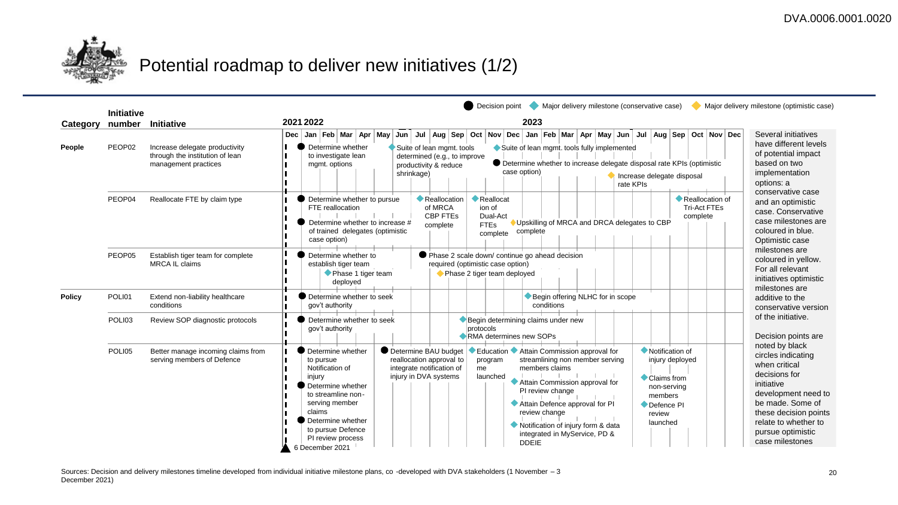# Potential roadmap to deliver new initiatives (1/2)

● Decision point ◆ Major delivery milestone (conservative case) ◆ Major delivery milestone (optimistic case)

| Category | Initiative number | Initiative | Roadmap (Dec 2021 – Dec 2023) |
|---|---|---|---|
| People | PEOP02 | Increase delegate productivity through the institution of lean management practices | ● Determine whether to investigate lean mgmt. options (Jan 2022); ◆ Suite of lean mgmt. tools determined (e.g., to improve productivity & reduce shrinkage) (Jun 2022); ◆ Suite of lean mgmt. tools fully implemented (Nov 2022); ● Determine whether to increase delegate disposal rate KPIs (optimistic case option) (Nov 2022); ◆ (optimistic) Increase delegate disposal rate KPIs (Jun 2023) |
| | PEOP04 | Reallocate FTE by claim type | ● Determine whether to pursue FTE reallocation (Jan 2022); ● Determine whether to increase # of trained delegates (optimistic case option) (Jan 2022); ◆ Reallocation of MRCA CBP FTEs complete (Jul 2022); ◆ Reallocation of Dual-Act FTEs complete (Oct 2022); ◆ (optimistic) Upskilling of MRCA and DRCA delegates to CBP complete (Dec 2022); ◆ Reallocation of Tri-Act FTEs complete (Sep 2023) |
| | PEOP05 | Establish tiger team for complete MRCA IL claims | ● Determine whether to establish tiger team (Jan 2022); ◆ Phase 1 tiger team deployed (Mar 2022); ● Phase 2 scale down/ continue go ahead decision required (optimistic case option) (Jul 2022); ◆ (optimistic) Phase 2 tiger team deployed (Aug 2022) |
| Policy | POLI01 | Extend non-liability healthcare conditions | ● Determine whether to seek gov't authority (Jan 2022); ◆ Begin offering NLHC for in scope conditions (Jan 2023) |
| | POLI03 | Review SOP diagnostic protocols | ● Determine whether to seek gov't authority (Jan 2022); ◆ Begin determining claims under new protocols (Oct 2022); ◆ RMA determines new SOPs (Oct 2022) |
| | POLI05 | Better manage incoming claims from serving members of Defence | ● Determine whether to pursue Notification of injury (Jan 2022); ● Determine whether to streamline non-serving member claims (Jan 2022); ● Determine whether to pursue Defence PI review process (Jan 2022); ● Determine BAU budget reallocation approval to integrate notification of injury in DVA systems (Jun 2022); ◆ Education program me launched (Oct 2022); ◆ Attain Commission approval for streamlining non member serving members claims (Dec 2022); ◆ Attain Commission approval for PI review change (Dec 2022); ◆ Attain Defence approval for PI review change (Dec 2022); ◆ Notification of injury form & data integrated in MyService, PD & DDEIE (Dec 2022); ◆ Notification of injury deployed (Jul 2023); ◆ Claims from non-serving members (Jul 2023); ◆ Defence PI review launched (Jul 2023) |

▲ 6 December 2021

Several initiatives have different levels of potential impact based on two implementation options: a conservative case and an optimistic case. Conservative case milestones are coloured in blue. Optimistic case milestones are coloured in yellow. For all relevant initiatives optimistic milestones are additive to the conservative version of the initiative.

Decision points are noted by black circles indicating when critical decisions for initiative development need to be made. Some of these decision points relate to whether to pursue optimistic case milestones

Sources: Decision and delivery milestones timeline developed from individual initiative milestone plans, co -developed with DVA stakeholders (1 November – 3 December 2021)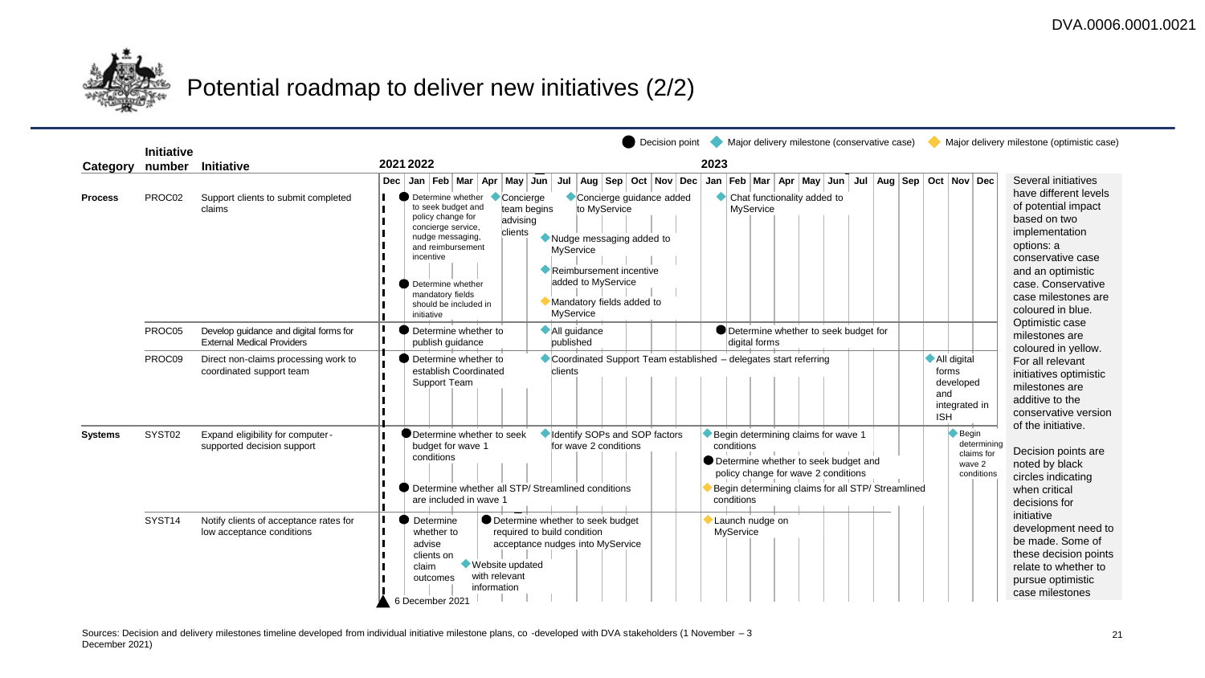DVA.0006.0001.0021

# Potential roadmap to deliver new initiatives (2/2)

Decision point | Major delivery milestone (conservative case) | Major delivery milestone (optimistic case)

| Category | Initiative number | Initiative | Milestones (Dec 2021 – Dec 2023) |
|---|---|---|---|
| Process | PROC02 | Support clients to submit completed claims | Decision point: Determine whether to seek budget and policy change for concierge service, nudge messaging, and reimbursement incentive; Decision point: Determine whether mandatory fields should be included in initiative; Conservative: Concierge team begins advising clients; Conservative: Concierge guidance added to MyService; Conservative: Nudge messaging added to MyService; Conservative: Reimbursement incentive added to MyService; Optimistic: Mandatory fields added to MyService; Conservative: Chat functionality added to MyService |
| | PROC05 | Develop guidance and digital forms for External Medical Providers | Decision point: Determine whether to publish guidance; Conservative: All guidance published; Decision point: Determine whether to seek budget for digital forms |
| | PROC09 | Direct non-claims processing work to coordinated support team | Decision point: Determine whether to establish Coordinated Support Team; Conservative: Coordinated Support Team established – delegates start referring clients; Conservative: All digital forms developed and integrated in ISH |
| Systems | SYST02 | Expand eligibility for computer-supported decision support | Decision point: Determine whether to seek budget for wave 1 conditions; Decision point: Determine whether all STP/ Streamlined conditions are included in wave 1; Conservative: Identify SOPs and SOP factors for wave 2 conditions; Conservative: Begin determining claims for wave 1 conditions; Decision point: Determine whether to seek budget and policy change for wave 2 conditions; Optimistic: Begin determining claims for all STP/ Streamlined conditions; Conservative: Begin determining claims for wave 2 conditions |
| | SYST14 | Notify clients of acceptance rates for low acceptance conditions | Decision point: Determine whether to advise clients on claim outcomes; Conservative: Website updated with relevant information; Decision point: Determine whether to seek budget required to build condition acceptance nudges into MyService; Optimistic: Launch nudge on MyService |

6 December 2021

Several initiatives have different levels of potential impact based on two implementation options: a conservative case and an optimistic case. Conservative case milestones are coloured in blue. Optimistic case milestones are coloured in yellow. For all relevant initiatives optimistic milestones are additive to the conservative version of the initiative.

Decision points are noted by black circles indicating when critical decisions for initiative development need to be made. Some of these decision points relate to whether to pursue optimistic case milestones

Sources: Decision and delivery milestones timeline developed from individual initiative milestone plans, co -developed with DVA stakeholders (1 November – 3 December 2021)